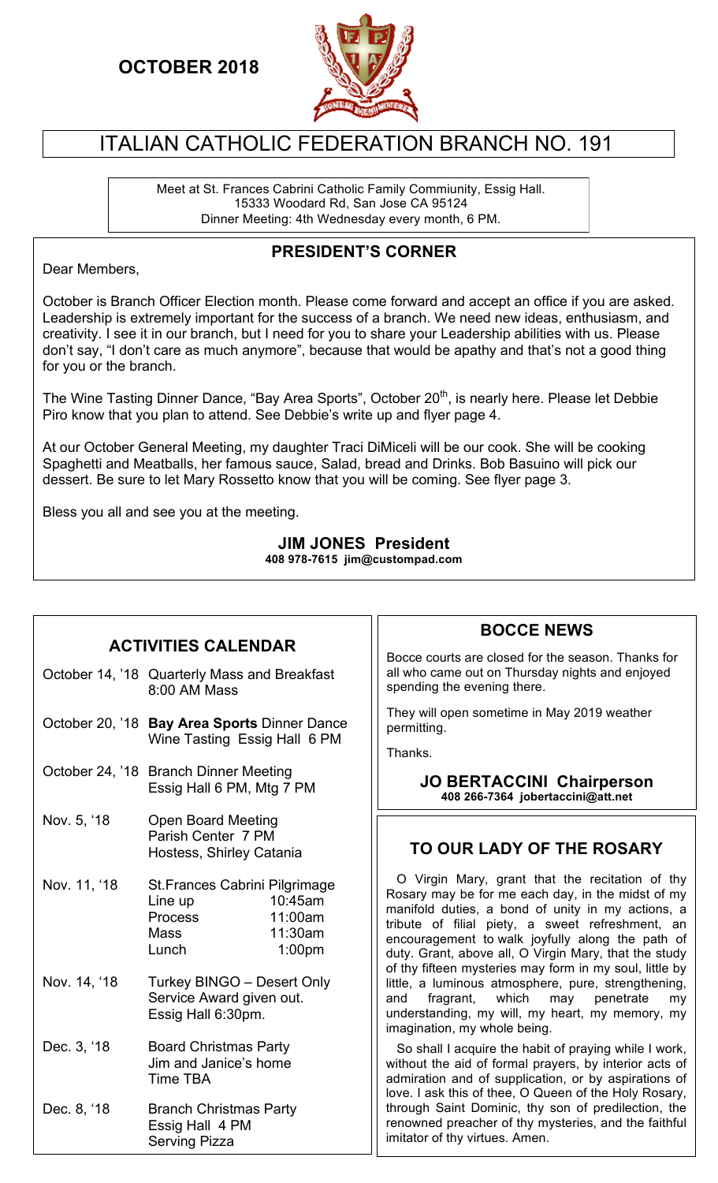**OCTOBER 2018**

# ITALIAN CATHOLIC FEDERATION BRANCH NO. 191

Meet at St. Frances Cabrini Catholic Family Commiunity, Essig Hall.
15333 Woodard Rd, San Jose CA 95124
Dinner Meeting: 4th Wednesday every month, 6 PM.

## PRESIDENT'S CORNER

Dear Members,

October is Branch Officer Election month. Please come forward and accept an office if you are asked. Leadership is extremely important for the success of a branch. We need new ideas, enthusiasm, and creativity. I see it in our branch, but I need for you to share your Leadership abilities with us. Please don't say, "I don't care as much anymore", because that would be apathy and that's not a good thing for you or the branch.

The Wine Tasting Dinner Dance, "Bay Area Sports", October 20th, is nearly here. Please let Debbie Piro know that you plan to attend. See Debbie's write up and flyer page 4.

At our October General Meeting, my daughter Traci DiMiceli will be our cook. She will be cooking Spaghetti and Meatballs, her famous sauce, Salad, bread and Drinks. Bob Basuino will pick our dessert. Be sure to let Mary Rossetto know that you will be coming. See flyer page 3.

Bless you all and see you at the meeting.

**JIM JONES President**
**408 978-7615 jim@custompad.com**

## ACTIVITIES CALENDAR

| Date | Activity |
|---|---|
| October 14, '18 | Quarterly Mass and Breakfast<br>8:00 AM Mass |
| October 20, '18 | **Bay Area Sports** Dinner Dance<br>Wine Tasting Essig Hall 6 PM |
| October 24, '18 | Branch Dinner Meeting<br>Essig Hall 6 PM, Mtg 7 PM |
| Nov. 5, '18 | Open Board Meeting<br>Parish Center 7 PM<br>Hostess, Shirley Catania |
| Nov. 11, '18 | St.Frances Cabrini Pilgrimage<br>Line up 10:45am<br>Process 11:00am<br>Mass 11:30am<br>Lunch 1:00pm |
| Nov. 14, '18 | Turkey BINGO – Desert Only<br>Service Award given out.<br>Essig Hall 6:30pm. |
| Dec. 3, '18 | Board Christmas Party<br>Jim and Janice's home<br>Time TBA |
| Dec. 8, '18 | Branch Christmas Party<br>Essig Hall 4 PM<br>Serving Pizza |

## BOCCE NEWS

Bocce courts are closed for the season. Thanks for all who came out on Thursday nights and enjoyed spending the evening there.

They will open sometime in May 2019 weather permitting.

Thanks.

**JO BERTACCINI Chairperson**
**408 266-7364 jobertaccini@att.net**

## TO OUR LADY OF THE ROSARY

O Virgin Mary, grant that the recitation of thy Rosary may be for me each day, in the midst of my manifold duties, a bond of unity in my actions, a tribute of filial piety, a sweet refreshment, an encouragement to walk joyfully along the path of duty. Grant, above all, O Virgin Mary, that the study of thy fifteen mysteries may form in my soul, little by little, a luminous atmosphere, pure, strengthening, and fragrant, which may penetrate my understanding, my will, my heart, my memory, my imagination, my whole being.

So shall I acquire the habit of praying while I work, without the aid of formal prayers, by interior acts of admiration and of supplication, or by aspirations of love. I ask this of thee, O Queen of the Holy Rosary, through Saint Dominic, thy son of predilection, the renowned preacher of thy mysteries, and the faithful imitator of thy virtues. Amen.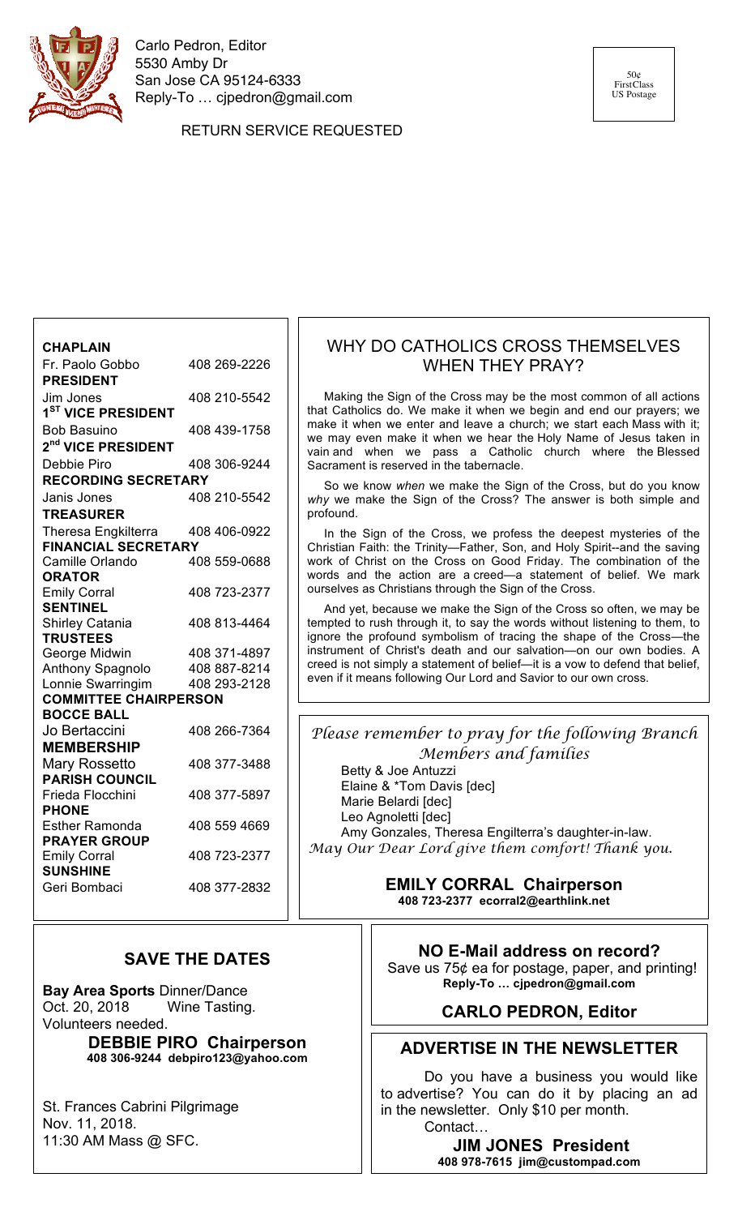Carlo Pedron, Editor
5530 Amby Dr
San Jose CA 95124-6333
Reply-To … cjpedron@gmail.com

50¢ FirstClass US Postage

RETURN SERVICE REQUESTED

**CHAPLAIN**
Fr. Paolo Gobbo 408 269-2226

**PRESIDENT**
Jim Jones 408 210-5542

**1ST VICE PRESIDENT**
Bob Basuino 408 439-1758

**2nd VICE PRESIDENT**
Debbie Piro 408 306-9244

**RECORDING SECRETARY**
Janis Jones 408 210-5542

**TREASURER**
Theresa Engkilterra 408 406-0922

**FINANCIAL SECRETARY**
Camille Orlando 408 559-0688

**ORATOR**
Emily Corral 408 723-2377

**SENTINEL**
Shirley Catania 408 813-4464

**TRUSTEES**
George Midwin 408 371-4897
Anthony Spagnolo 408 887-8214
Lonnie Swarringim 408 293-2128

**COMMITTEE CHAIRPERSON**

**BOCCE BALL**
Jo Bertaccini 408 266-7364

**MEMBERSHIP**
Mary Rossetto 408 377-3488

**PARISH COUNCIL**
Frieda Flocchini 408 377-5897

**PHONE**
Esther Ramonda 408 559 4669

**PRAYER GROUP**
Emily Corral 408 723-2377

**SUNSHINE**
Geri Bombaci 408 377-2832

## WHY DO CATHOLICS CROSS THEMSELVES WHEN THEY PRAY?

Making the Sign of the Cross may be the most common of all actions that Catholics do. We make it when we begin and end our prayers; we make it when we enter and leave a church; we start each Mass with it; we may even make it when we hear the Holy Name of Jesus taken in vain and when we pass a Catholic church where the Blessed Sacrament is reserved in the tabernacle.

So we know *when* we make the Sign of the Cross, but do you know *why* we make the Sign of the Cross? The answer is both simple and profound.

In the Sign of the Cross, we profess the deepest mysteries of the Christian Faith: the Trinity—Father, Son, and Holy Spirit--and the saving work of Christ on the Cross on Good Friday. The combination of the words and the action are a creed—a statement of belief. We mark ourselves as Christians through the Sign of the Cross.

And yet, because we make the Sign of the Cross so often, we may be tempted to rush through it, to say the words without listening to them, to ignore the profound symbolism of tracing the shape of the Cross—the instrument of Christ's death and our salvation—on our own bodies. A creed is not simply a statement of belief—it is a vow to defend that belief, even if it means following Our Lord and Savior to our own cross.

*Please remember to pray for the following Branch Members and families*

Betty & Joe Antuzzi
Elaine & *Tom Davis [dec]
Marie Belardi [dec]
Leo Agnoletti [dec]
Amy Gonzales, Theresa Engilterra's daughter-in-law.

*May Our Dear Lord give them comfort! Thank you.*

**EMILY CORRAL Chairperson**
**408 723-2377 ecorral2@earthlink.net**

## SAVE THE DATES

**Bay Area Sports** Dinner/Dance
Oct. 20, 2018 Wine Tasting.
Volunteers needed.

**DEBBIE PIRO Chairperson**
**408 306-9244 debpiro123@yahoo.com**

St. Frances Cabrini Pilgrimage
Nov. 11, 2018.
11:30 AM Mass @ SFC.

**NO E-Mail address on record?**

Save us 75¢ ea for postage, paper, and printing!
**Reply-To … cjpedron@gmail.com**

**CARLO PEDRON, Editor**

## ADVERTISE IN THE NEWSLETTER

Do you have a business you would like to advertise? You can do it by placing an ad in the newsletter. Only $10 per month.

Contact…

**JIM JONES President**
**408 978-7615 jim@custompad.com**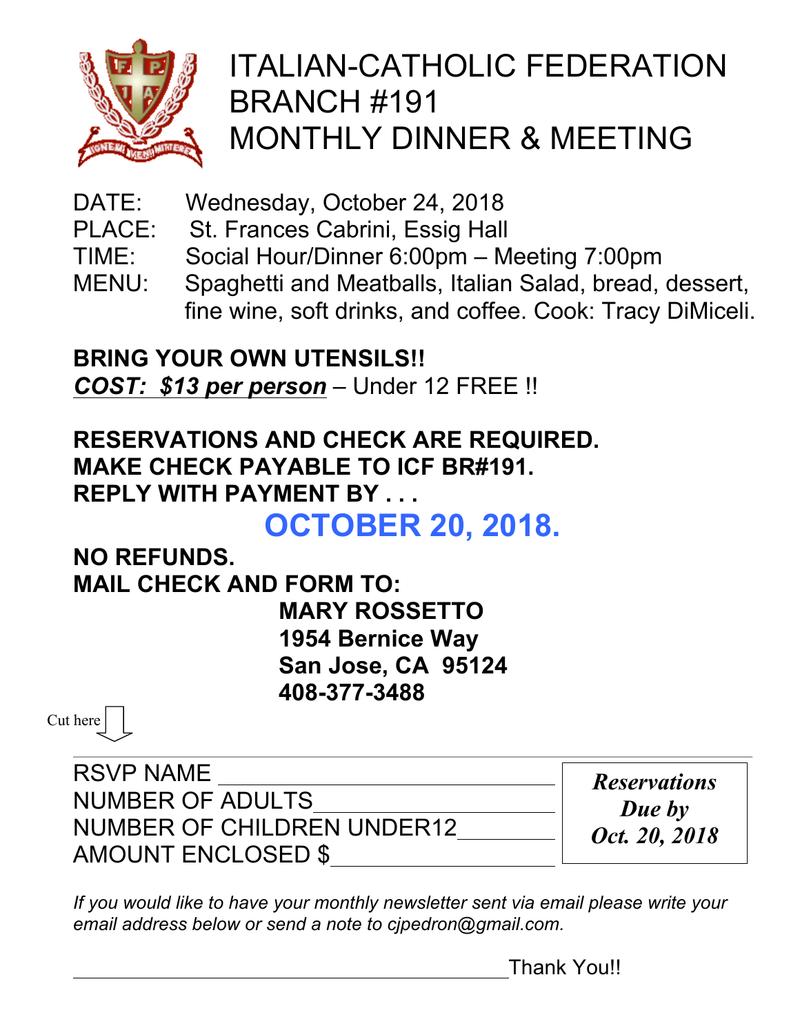# ITALIAN-CATHOLIC FEDERATION BRANCH #191 MONTHLY DINNER & MEETING

DATE: Wednesday, October 24, 2018
PLACE: St. Frances Cabrini, Essig Hall
TIME: Social Hour/Dinner 6:00pm – Meeting 7:00pm
MENU: Spaghetti and Meatballs, Italian Salad, bread, dessert, fine wine, soft drinks, and coffee. Cook: Tracy DiMiceli.

**BRING YOUR OWN UTENSILS!!**
***COST: $13 per person*** – Under 12 FREE !!

**RESERVATIONS AND CHECK ARE REQUIRED.**
**MAKE CHECK PAYABLE TO ICF BR#191.**
**REPLY WITH PAYMENT BY . . .**

## OCTOBER 20, 2018.

**NO REFUNDS.**
**MAIL CHECK AND FORM TO:**

**MARY ROSSETTO**
**1954 Bernice Way**
**San Jose, CA 95124**
**408-377-3488**

Cut here

RSVP NAME ______________________
NUMBER OF ADULTS ______________________
NUMBER OF CHILDREN UNDER12 __________
AMOUNT ENCLOSED $ ______________________

***Reservations Due by Oct. 20, 2018***

*If you would like to have your monthly newsletter sent via email please write your email address below or send a note to cjpedron@gmail.com.*

________________________________________ Thank You!!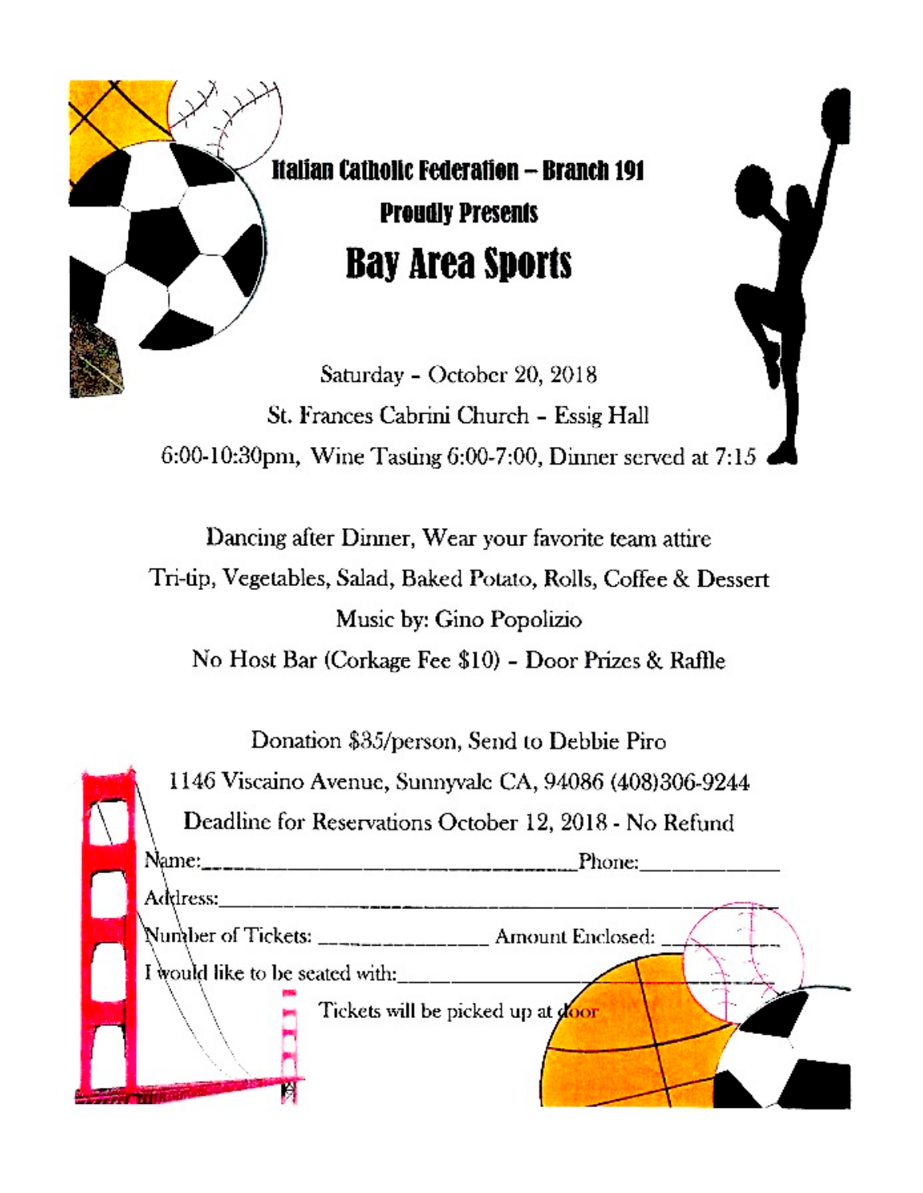# Italian Catholic Federation – Branch 191

## Proudly Presents

# Bay Area Sports

Saturday – October 20, 2018

St. Frances Cabrini Church – Essig Hall

6:00-10:30pm, Wine Tasting 6:00-7:00, Dinner served at 7:15

Dancing after Dinner, Wear your favorite team attire

Tri-tip, Vegetables, Salad, Baked Potato, Rolls, Coffee & Dessert

Music by: Gino Popolizio

No Host Bar (Corkage Fee $10) – Door Prizes & Raffle

Donation $35/person, Send to Debbie Piro

1146 Viscaino Avenue, Sunnyvale CA, 94086 (408)306-9244

Deadline for Reservations October 12, 2018 - No Refund

Name:______________________________ Phone:____________

Address:__________________________________________________

Number of Tickets: ______________ Amount Enclosed: ___________

I would like to be seated with:_____________________________

Tickets will be picked up at door